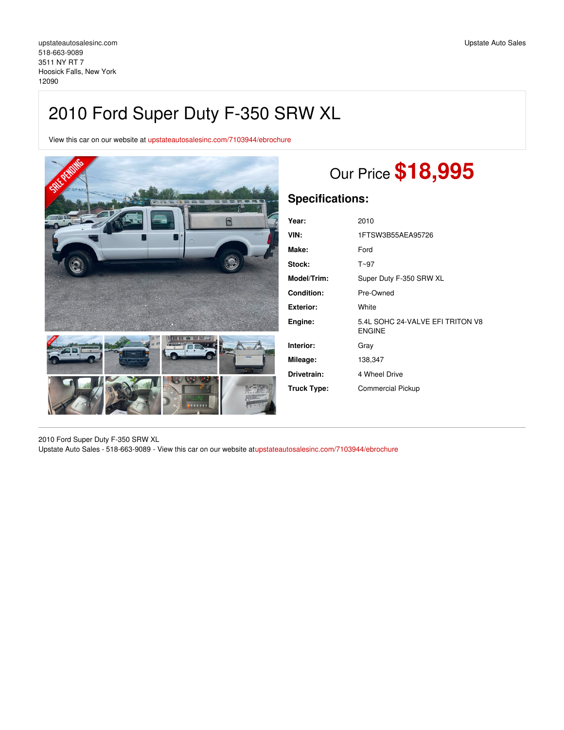upstateautosalesinc.com
518-663-9089
3511 NY RT 7
Hoosick Falls, New York
12090

Upstate Auto Sales

# 2010 Ford Super Duty F-350 SRW XL

View this car on our website at upstateautosalesinc.com/7103944/ebrochure

## Our Price **$18,995**

## Specifications:

| | |
|---|---|
| **Year:** | 2010 |
| **VIN:** | 1FTSW3B55AEA95726 |
| **Make:** | Ford |
| **Stock:** | T~97 |
| **Model/Trim:** | Super Duty F-350 SRW XL |
| **Condition:** | Pre-Owned |
| **Exterior:** | White |
| **Engine:** | 5.4L SOHC 24-VALVE EFI TRITON V8 ENGINE |
| **Interior:** | Gray |
| **Mileage:** | 138,347 |
| **Drivetrain:** | 4 Wheel Drive |
| **Truck Type:** | Commercial Pickup |

---

2010 Ford Super Duty F-350 SRW XL
Upstate Auto Sales - 518-663-9089 - View this car on our website atupstateautosalesinc.com/7103944/ebrochure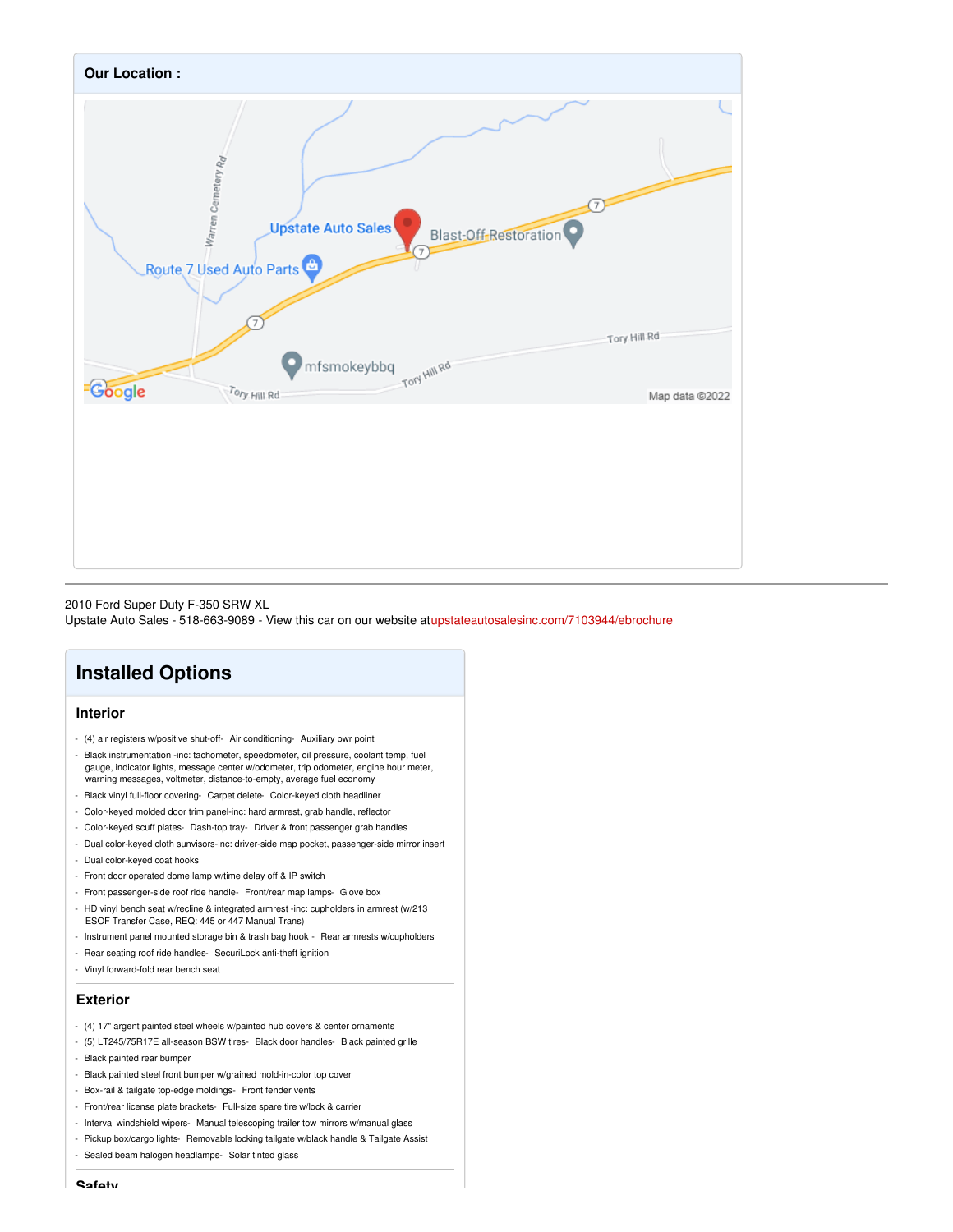## Our Location :

2010 Ford Super Duty F-350 SRW XL
Upstate Auto Sales - 518-663-9089 - View this car on our website at upstateautosalesinc.com/7103944/ebrochure

# Installed Options

## Interior

- (4) air registers w/positive shut-off- Air conditioning- Auxiliary pwr point
- Black instrumentation -inc: tachometer, speedometer, oil pressure, coolant temp, fuel gauge, indicator lights, message center w/odometer, trip odometer, engine hour meter, warning messages, voltmeter, distance-to-empty, average fuel economy
- Black vinyl full-floor covering- Carpet delete- Color-keyed cloth headliner
- Color-keyed molded door trim panel-inc: hard armrest, grab handle, reflector
- Color-keyed scuff plates- Dash-top tray- Driver & front passenger grab handles
- Dual color-keyed cloth sunvisors-inc: driver-side map pocket, passenger-side mirror insert
- Dual color-keyed coat hooks
- Front door operated dome lamp w/time delay off & IP switch
- Front passenger-side roof ride handle- Front/rear map lamps- Glove box
- HD vinyl bench seat w/recline & integrated armrest -inc: cupholders in armrest (w/213 ESOF Transfer Case, REQ: 445 or 447 Manual Trans)
- Instrument panel mounted storage bin & trash bag hook - Rear armrests w/cupholders
- Rear seating roof ride handles- SecuriLock anti-theft ignition
- Vinyl forward-fold rear bench seat

## Exterior

- (4) 17" argent painted steel wheels w/painted hub covers & center ornaments
- (5) LT245/75R17E all-season BSW tires- Black door handles- Black painted grille
- Black painted rear bumper
- Black painted steel front bumper w/grained mold-in-color top cover
- Box-rail & tailgate top-edge moldings- Front fender vents
- Front/rear license plate brackets- Full-size spare tire w/lock & carrier
- Interval windshield wipers- Manual telescoping trailer tow mirrors w/manual glass
- Pickup box/cargo lights- Removable locking tailgate w/black handle & Tailgate Assist
- Sealed beam halogen headlamps- Solar tinted glass

## Safety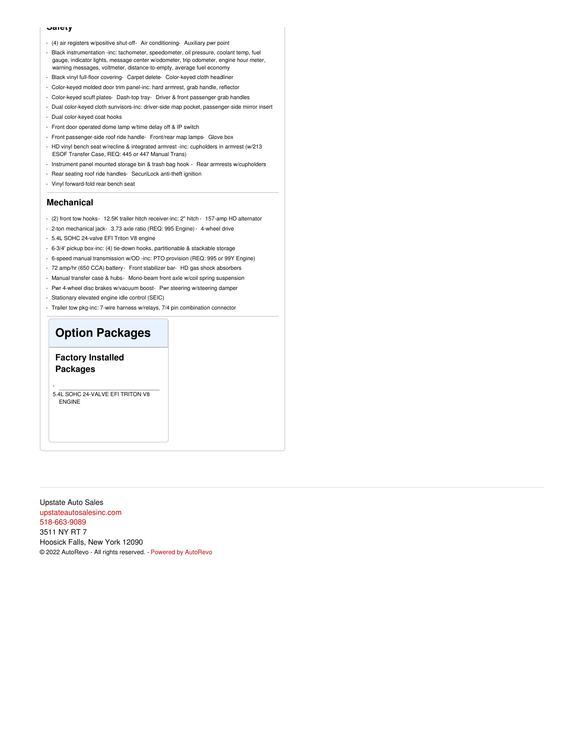## Safety

- (4) air registers w/positive shut-off- Air conditioning- Auxiliary pwr point
- Black instrumentation -inc: tachometer, speedometer, oil pressure, coolant temp, fuel gauge, indicator lights, message center w/odometer, trip odometer, engine hour meter, warning messages, voltmeter, distance-to-empty, average fuel economy
- Black vinyl full-floor covering- Carpet delete- Color-keyed cloth headliner
- Color-keyed molded door trim panel-inc: hard armrest, grab handle, reflector
- Color-keyed scuff plates- Dash-top tray- Driver & front passenger grab handles
- Dual color-keyed cloth sunvisors-inc: driver-side map pocket, passenger-side mirror insert
- Dual color-keyed coat hooks
- Front door operated dome lamp w/time delay off & IP switch
- Front passenger-side roof ride handle- Front/rear map lamps- Glove box
- HD vinyl bench seat w/recline & integrated armrest -inc: cupholders in armrest (w/213 ESOF Transfer Case, REQ: 445 or 447 Manual Trans)
- Instrument panel mounted storage bin & trash bag hook - Rear armrests w/cupholders
- Rear seating roof ride handles- SecuriLock anti-theft ignition
- Vinyl forward-fold rear bench seat

## Mechanical

- (2) front tow hooks- 12.5K trailer hitch receiver-inc: 2" hitch - 157-amp HD alternator
- 2-ton mechanical jack- 3.73 axle ratio (REQ: 995 Engine) - 4-wheel drive
- 5.4L SOHC 24-valve EFI Triton V8 engine
- 6-3/4' pickup box-inc: (4) tie-down hooks, partitionable & stackable storage
- 6-speed manual transmission w/OD -inc: PTO provision (REQ: 995 or 99Y Engine)
- 72 amp/hr (650 CCA) battery- Front stabilizer bar- HD gas shock absorbers
- Manual transfer case & hubs- Mono-beam front axle w/coil spring suspension
- Pwr 4-wheel disc brakes w/vacuum boost- Pwr steering w/steering damper
- Stationary elevated engine idle control (SEIC)
- Trailer tow pkg-inc: 7-wire harness w/relays, 7/4 pin combination connector

# Option Packages

### Factory Installed Packages

- 5.4L SOHC 24-VALVE EFI TRITON V8 ENGINE

Upstate Auto Sales
upstateautosalesinc.com
518-663-9089
3511 NY RT 7
Hoosick Falls, New York 12090
© 2022 AutoRevo - All rights reserved. - Powered by AutoRevo